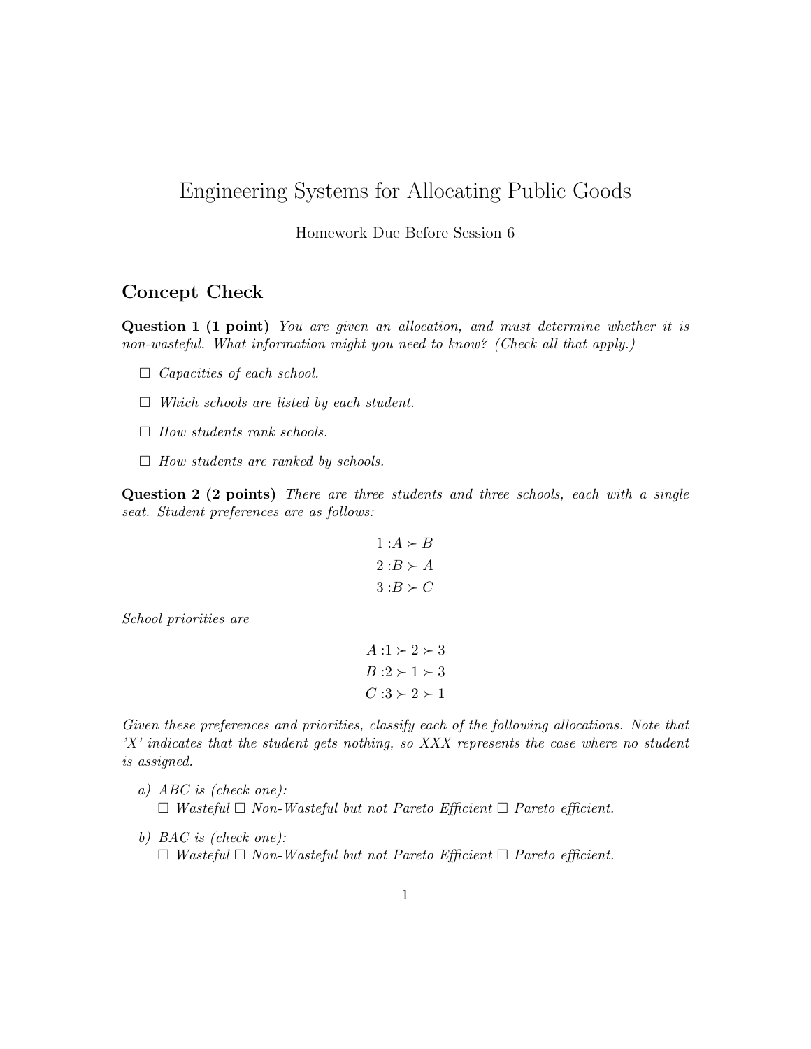# Engineering Systems for Allocating Public Goods

Homework Due Before Session 6

## Concept Check

**Question 1 (1 point)** *You are given an allocation, and must determine whether it is non-wasteful. What information might you need to know? (Check all that apply.)*

- ☐ *Capacities of each school.*
- ☐ *Which schools are listed by each student.*
- ☐ *How students rank schools.*
- ☐ *How students are ranked by schools.*

**Question 2 (2 points)** *There are three students and three schools, each with a single seat. Student preferences are as follows:*

$$1 : A \succ B$$
$$2 : B \succ A$$
$$3 : B \succ C$$

*School priorities are*

$$A : 1 \succ 2 \succ 3$$
$$B : 2 \succ 1 \succ 3$$
$$C : 3 \succ 2 \succ 1$$

*Given these preferences and priorities, classify each of the following allocations. Note that 'X' indicates that the student gets nothing, so XXX represents the case where no student is assigned.*

a) *ABC is (check one):*
☐ *Wasteful* ☐ *Non-Wasteful but not Pareto Efficient* ☐ *Pareto efficient.*

b) *BAC is (check one):*
☐ *Wasteful* ☐ *Non-Wasteful but not Pareto Efficient* ☐ *Pareto efficient.*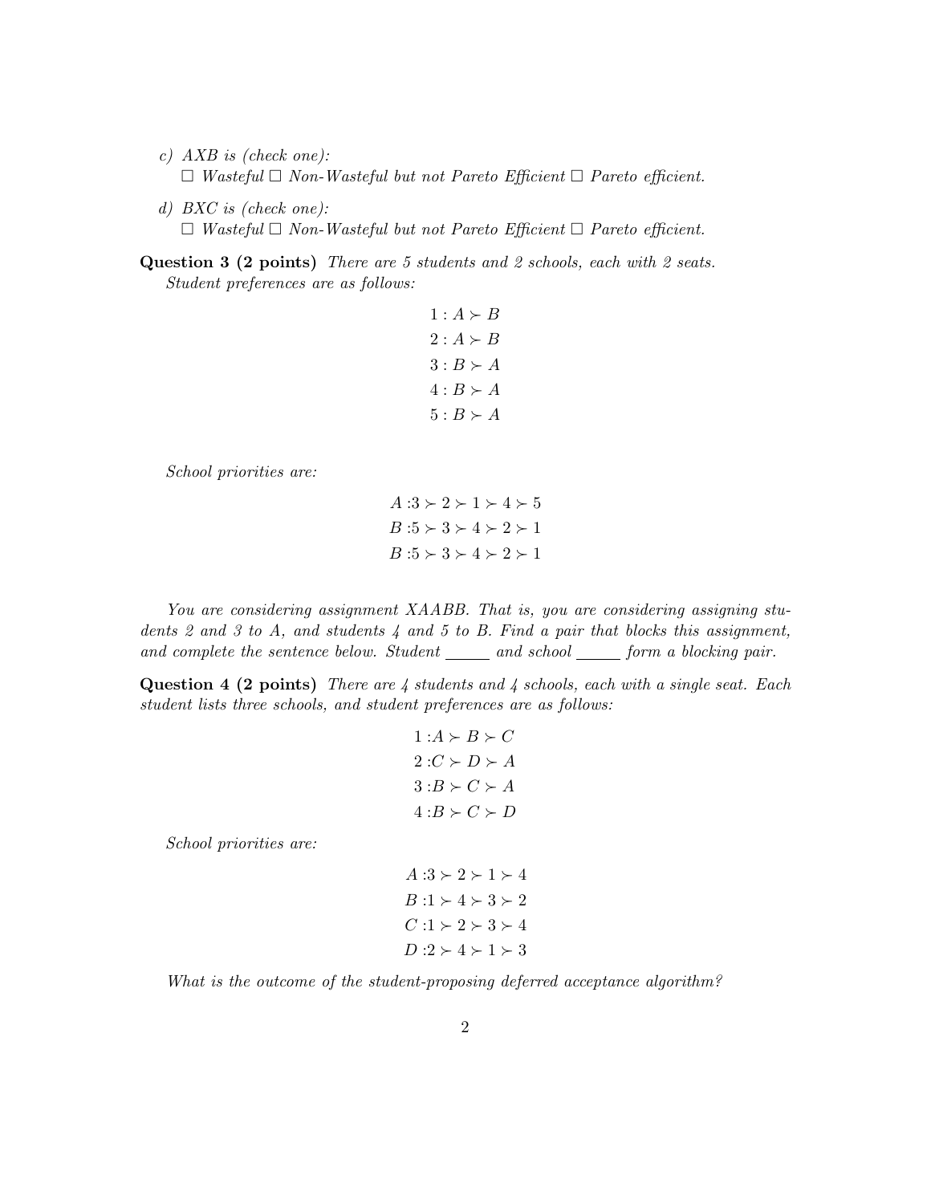*c) AXB is (check one):*

☐ *Wasteful* ☐ *Non-Wasteful but not Pareto Efficient* ☐ *Pareto efficient.*

*d) BXC is (check one):*

☐ *Wasteful* ☐ *Non-Wasteful but not Pareto Efficient* ☐ *Pareto efficient.*

**Question 3 (2 points)** *There are 5 students and 2 schools, each with 2 seats. Student preferences are as follows:*

$$1 : A \succ B$$
$$2 : A \succ B$$
$$3 : B \succ A$$
$$4 : B \succ A$$
$$5 : B \succ A$$

*School priorities are:*

$$A : 3 \succ 2 \succ 1 \succ 4 \succ 5$$
$$B : 5 \succ 3 \succ 4 \succ 2 \succ 1$$
$$B : 5 \succ 3 \succ 4 \succ 2 \succ 1$$

*You are considering assignment XAABB. That is, you are considering assigning students 2 and 3 to A, and students 4 and 5 to B. Find a pair that blocks this assignment, and complete the sentence below. Student \_\_\_\_\_ and school \_\_\_\_\_ form a blocking pair.*

**Question 4 (2 points)** *There are 4 students and 4 schools, each with a single seat. Each student lists three schools, and student preferences are as follows:*

$$1 : A \succ B \succ C$$
$$2 : C \succ D \succ A$$
$$3 : B \succ C \succ A$$
$$4 : B \succ C \succ D$$

*School priorities are:*

$$A : 3 \succ 2 \succ 1 \succ 4$$
$$B : 1 \succ 4 \succ 3 \succ 2$$
$$C : 1 \succ 2 \succ 3 \succ 4$$
$$D : 2 \succ 4 \succ 1 \succ 3$$

*What is the outcome of the student-proposing deferred acceptance algorithm?*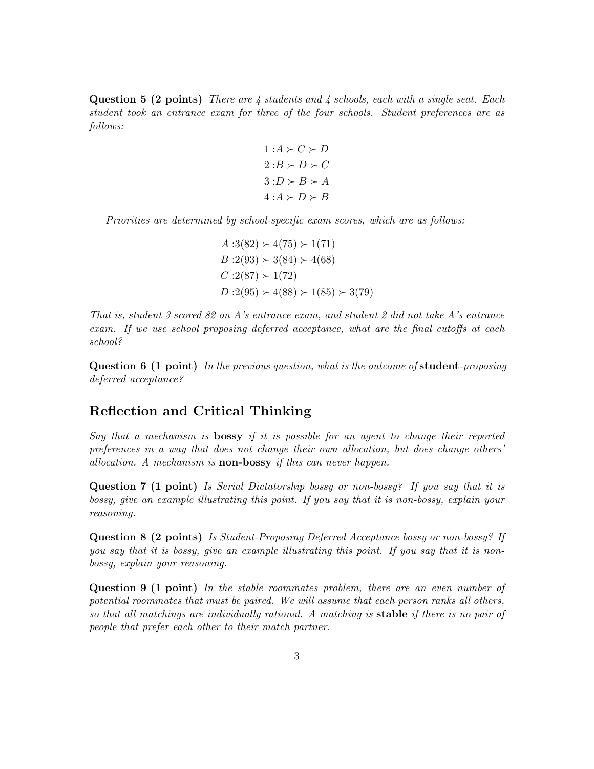**Question 5 (2 points)** *There are 4 students and 4 schools, each with a single seat. Each student took an entrance exam for three of the four schools. Student preferences are as follows:*

$$
\begin{aligned}
1 &: A \succ C \succ D \\
2 &: B \succ D \succ C \\
3 &: D \succ B \succ A \\
4 &: A \succ D \succ B
\end{aligned}
$$

*Priorities are determined by school-specific exam scores, which are as follows:*

$$
\begin{aligned}
A &: 3(82) \succ 4(75) \succ 1(71) \\
B &: 2(93) \succ 3(84) \succ 4(68) \\
C &: 2(87) \succ 1(72) \\
D &: 2(95) \succ 4(88) \succ 1(85) \succ 3(79)
\end{aligned}
$$

*That is, student 3 scored 82 on A's entrance exam, and student 2 did not take A's entrance exam. If we use school proposing deferred acceptance, what are the final cutoffs at each school?*

**Question 6 (1 point)** *In the previous question, what is the outcome of* **student***-proposing deferred acceptance?*

## Reflection and Critical Thinking

*Say that a mechanism is* **bossy** *if it is possible for an agent to change their reported preferences in a way that does not change their own allocation, but does change others' allocation. A mechanism is* **non-bossy** *if this can never happen.*

**Question 7 (1 point)** *Is Serial Dictatorship bossy or non-bossy? If you say that it is bossy, give an example illustrating this point. If you say that it is non-bossy, explain your reasoning.*

**Question 8 (2 points)** *Is Student-Proposing Deferred Acceptance bossy or non-bossy? If you say that it is bossy, give an example illustrating this point. If you say that it is non-bossy, explain your reasoning.*

**Question 9 (1 point)** *In the stable roommates problem, there are an even number of potential roommates that must be paired. We will assume that each person ranks all others, so that all matchings are individually rational. A matching is* **stable** *if there is no pair of people that prefer each other to their match partner.*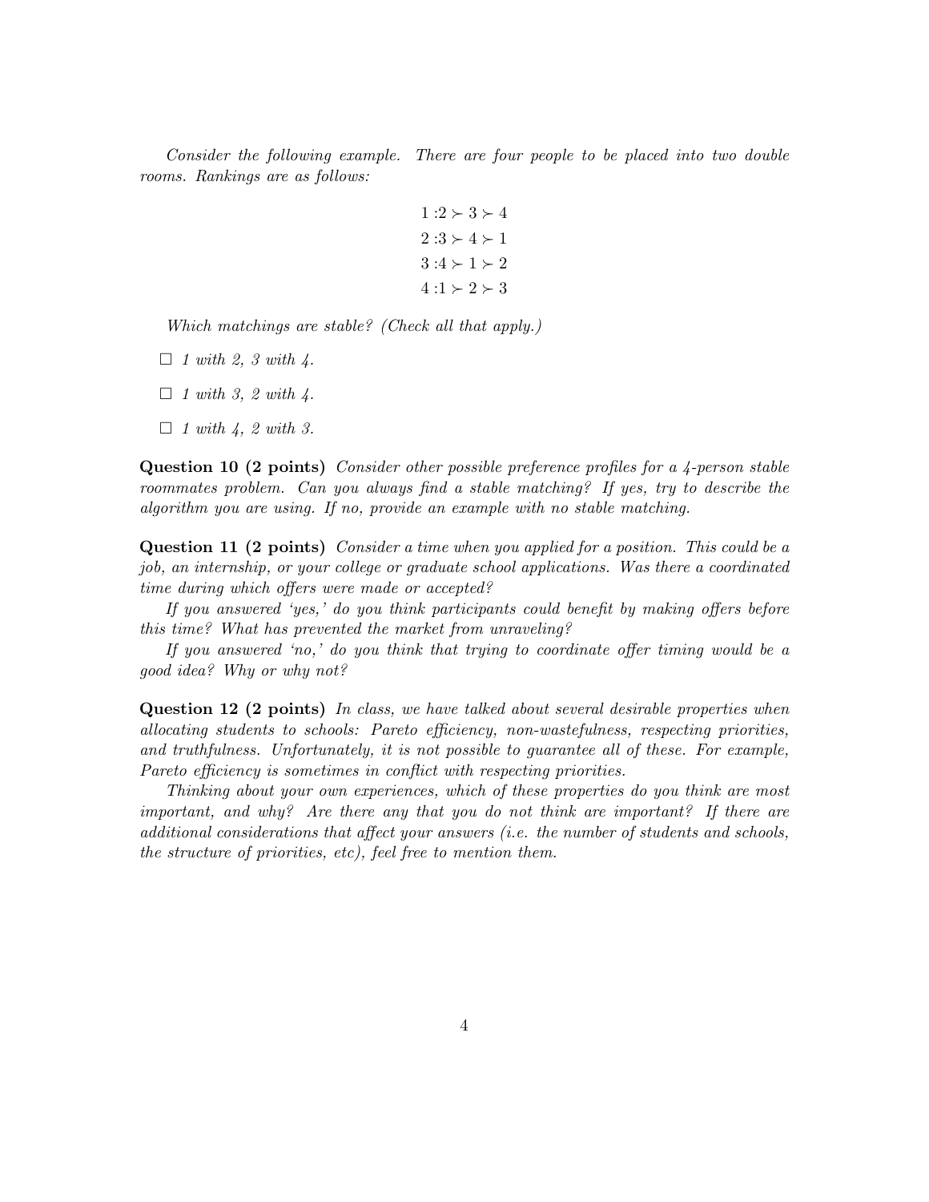*Consider the following example. There are four people to be placed into two double rooms. Rankings are as follows:*

$$1 : 2 \succ 3 \succ 4$$
$$2 : 3 \succ 4 \succ 1$$
$$3 : 4 \succ 1 \succ 2$$
$$4 : 1 \succ 2 \succ 3$$

*Which matchings are stable? (Check all that apply.)*

- ☐ *1 with 2, 3 with 4.*
- ☐ *1 with 3, 2 with 4.*
- ☐ *1 with 4, 2 with 3.*

**Question 10 (2 points)** *Consider other possible preference profiles for a 4-person stable roommates problem. Can you always find a stable matching? If yes, try to describe the algorithm you are using. If no, provide an example with no stable matching.*

**Question 11 (2 points)** *Consider a time when you applied for a position. This could be a job, an internship, or your college or graduate school applications. Was there a coordinated time during which offers were made or accepted?*

*If you answered 'yes,' do you think participants could benefit by making offers before this time? What has prevented the market from unraveling?*

*If you answered 'no,' do you think that trying to coordinate offer timing would be a good idea? Why or why not?*

**Question 12 (2 points)** *In class, we have talked about several desirable properties when allocating students to schools: Pareto efficiency, non-wastefulness, respecting priorities, and truthfulness. Unfortunately, it is not possible to guarantee all of these. For example, Pareto efficiency is sometimes in conflict with respecting priorities.*

*Thinking about your own experiences, which of these properties do you think are most important, and why? Are there any that you do not think are important? If there are additional considerations that affect your answers (i.e. the number of students and schools, the structure of priorities, etc), feel free to mention them.*